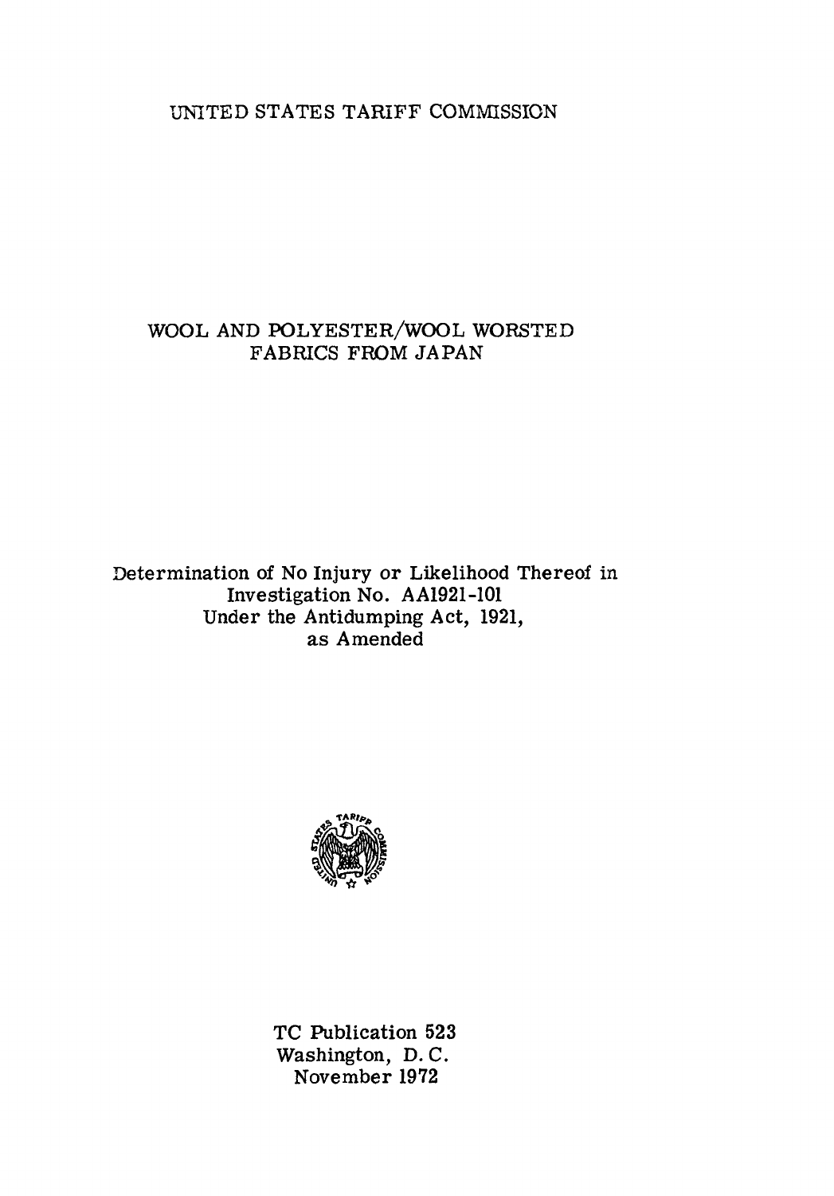UNITED STATES TARIFF COMMISSION

# WOOL AND POLYESTER/WOOL WORSTED FABRICS FROM JAPAN

Determination of No Injury or Likelihood Thereof in Investigation No. AA1921-101 Under the Antidumping Act, 1921, as Amended

TC Publication 523
Washington, D. C.
November 1972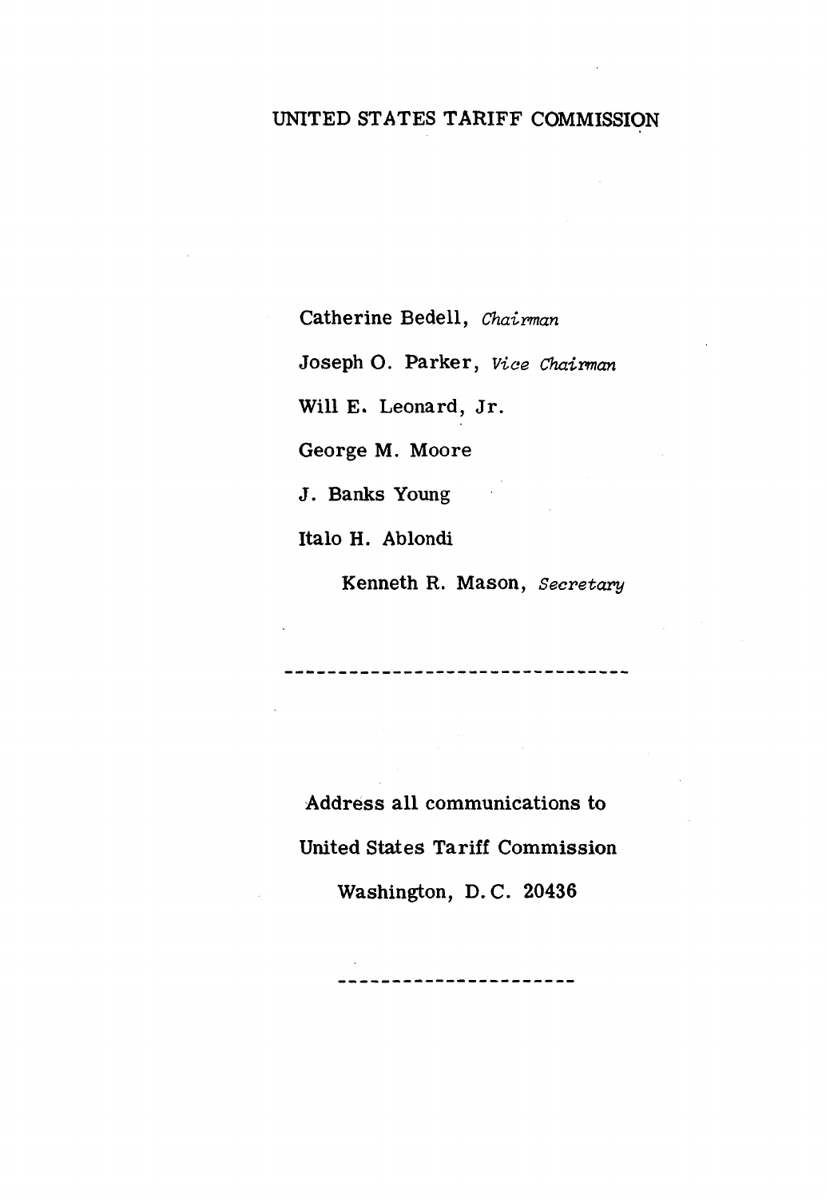# UNITED STATES TARIFF COMMISSION

Catherine Bedell, *Chairman*

Joseph O. Parker, *Vice Chairman*

Will E. Leonard, Jr.

George M. Moore

J. Banks Young

Italo H. Ablondi

Kenneth R. Mason, *Secretary*

---

Address all communications to

United States Tariff Commission

Washington, D.C. 20436

---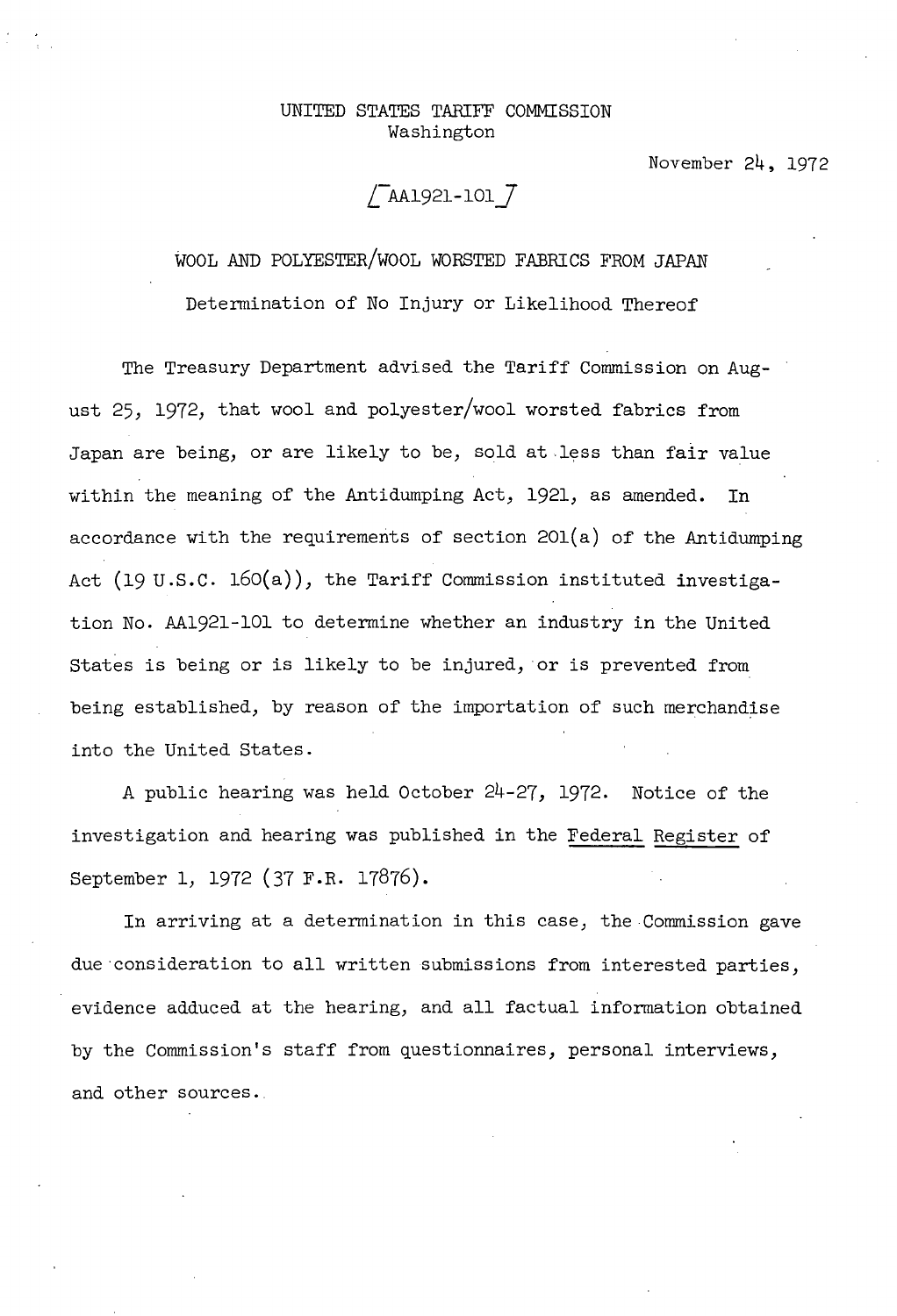UNITED STATES TARIFF COMMISSION
Washington

November 24, 1972

[AA1921-101]

# WOOL AND POLYESTER/WOOL WORSTED FABRICS FROM JAPAN

## Determination of No Injury or Likelihood Thereof

The Treasury Department advised the Tariff Commission on August 25, 1972, that wool and polyester/wool worsted fabrics from Japan are being, or are likely to be, sold at less than fair value within the meaning of the Antidumping Act, 1921, as amended. In accordance with the requirements of section 201(a) of the Antidumping Act (19 U.S.C. 160(a)), the Tariff Commission instituted investigation No. AA1921-101 to determine whether an industry in the United States is being or is likely to be injured, or is prevented from being established, by reason of the importation of such merchandise into the United States.

A public hearing was held October 24-27, 1972. Notice of the investigation and hearing was published in the Federal Register of September 1, 1972 (37 F.R. 17876).

In arriving at a determination in this case, the Commission gave due consideration to all written submissions from interested parties, evidence adduced at the hearing, and all factual information obtained by the Commission's staff from questionnaires, personal interviews, and other sources.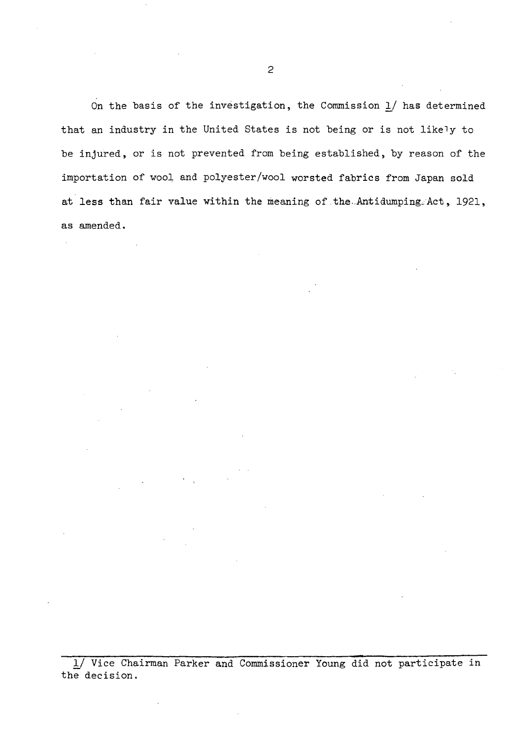On the basis of the investigation, the Commission 1/ has determined that an industry in the United States is not being or is not likely to be injured, or is not prevented from being established, by reason of the importation of wool and polyester/wool worsted fabrics from Japan sold at less than fair value within the meaning of the Antidumping Act, 1921, as amended.

---

1/ Vice Chairman Parker and Commissioner Young did not participate in the decision.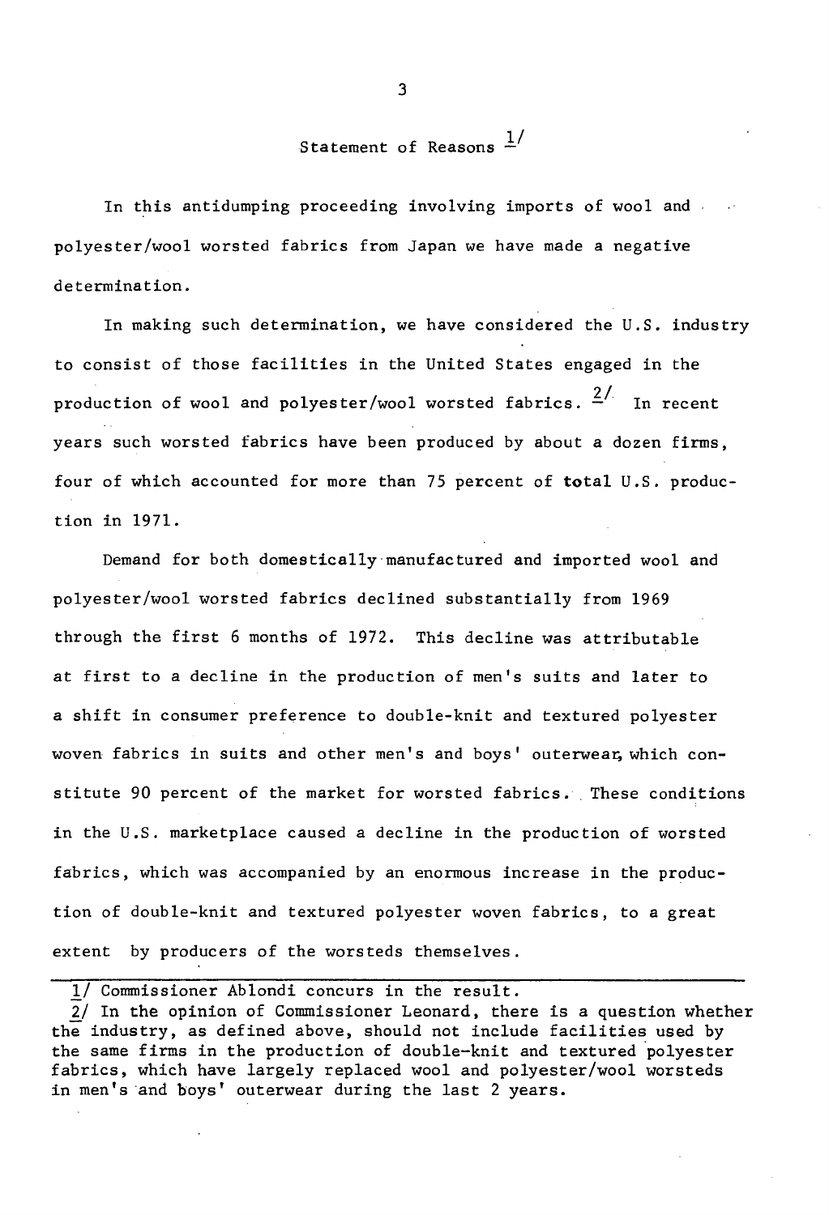## Statement of Reasons [1/]

In this antidumping proceeding involving imports of wool and polyester/wool worsted fabrics from Japan we have made a negative determination.

In making such determination, we have considered the U.S. industry to consist of those facilities in the United States engaged in the production of wool and polyester/wool worsted fabrics. [2/] In recent years such worsted fabrics have been produced by about a dozen firms, four of which accounted for more than 75 percent of total U.S. production in 1971.

Demand for both domestically manufactured and imported wool and polyester/wool worsted fabrics declined substantially from 1969 through the first 6 months of 1972. This decline was attributable at first to a decline in the production of men's suits and later to a shift in consumer preference to double-knit and textured polyester woven fabrics in suits and other men's and boys' outerwear, which constitute 90 percent of the market for worsted fabrics. These conditions in the U.S. marketplace caused a decline in the production of worsted fabrics, which was accompanied by an enormous increase in the production of double-knit and textured polyester woven fabrics, to a great extent by producers of the worsteds themselves.

---

1/ Commissioner Ablondi concurs in the result.

2/ In the opinion of Commissioner Leonard, there is a question whether the industry, as defined above, should not include facilities used by the same firms in the production of double-knit and textured polyester fabrics, which have largely replaced wool and polyester/wool worsteds in men's and boys' outerwear during the last 2 years.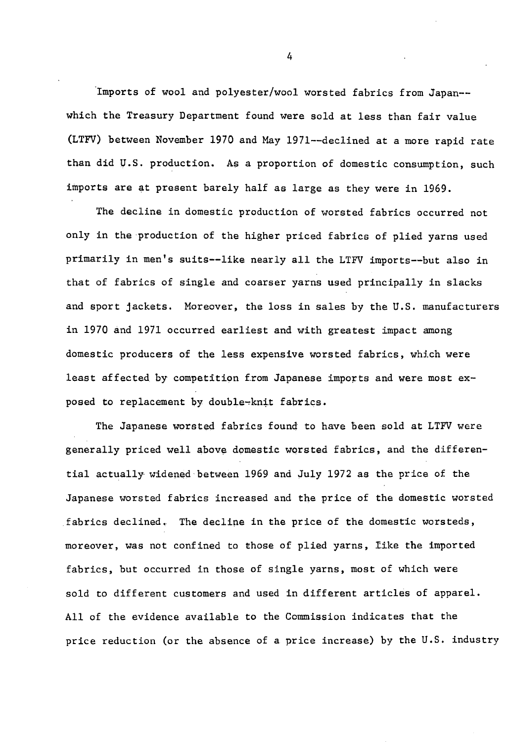Imports of wool and polyester/wool worsted fabrics from Japan--which the Treasury Department found were sold at less than fair value (LTFV) between November 1970 and May 1971--declined at a more rapid rate than did U.S. production. As a proportion of domestic consumption, such imports are at present barely half as large as they were in 1969.

The decline in domestic production of worsted fabrics occurred not only in the production of the higher priced fabrics of plied yarns used primarily in men's suits--like nearly all the LTFV imports--but also in that of fabrics of single and coarser yarns used principally in slacks and sport jackets. Moreover, the loss in sales by the U.S. manufacturers in 1970 and 1971 occurred earliest and with greatest impact among domestic producers of the less expensive worsted fabrics, which were least affected by competition from Japanese imports and were most exposed to replacement by double-knit fabrics.

The Japanese worsted fabrics found to have been sold at LTFV were generally priced well above domestic worsted fabrics, and the differential actually widened between 1969 and July 1972 as the price of the Japanese worsted fabrics increased and the price of the domestic worsted fabrics declined. The decline in the price of the domestic worsteds, moreover, was not confined to those of plied yarns, like the imported fabrics, but occurred in those of single yarns, most of which were sold to different customers and used in different articles of apparel. All of the evidence available to the Commission indicates that the price reduction (or the absence of a price increase) by the U.S. industry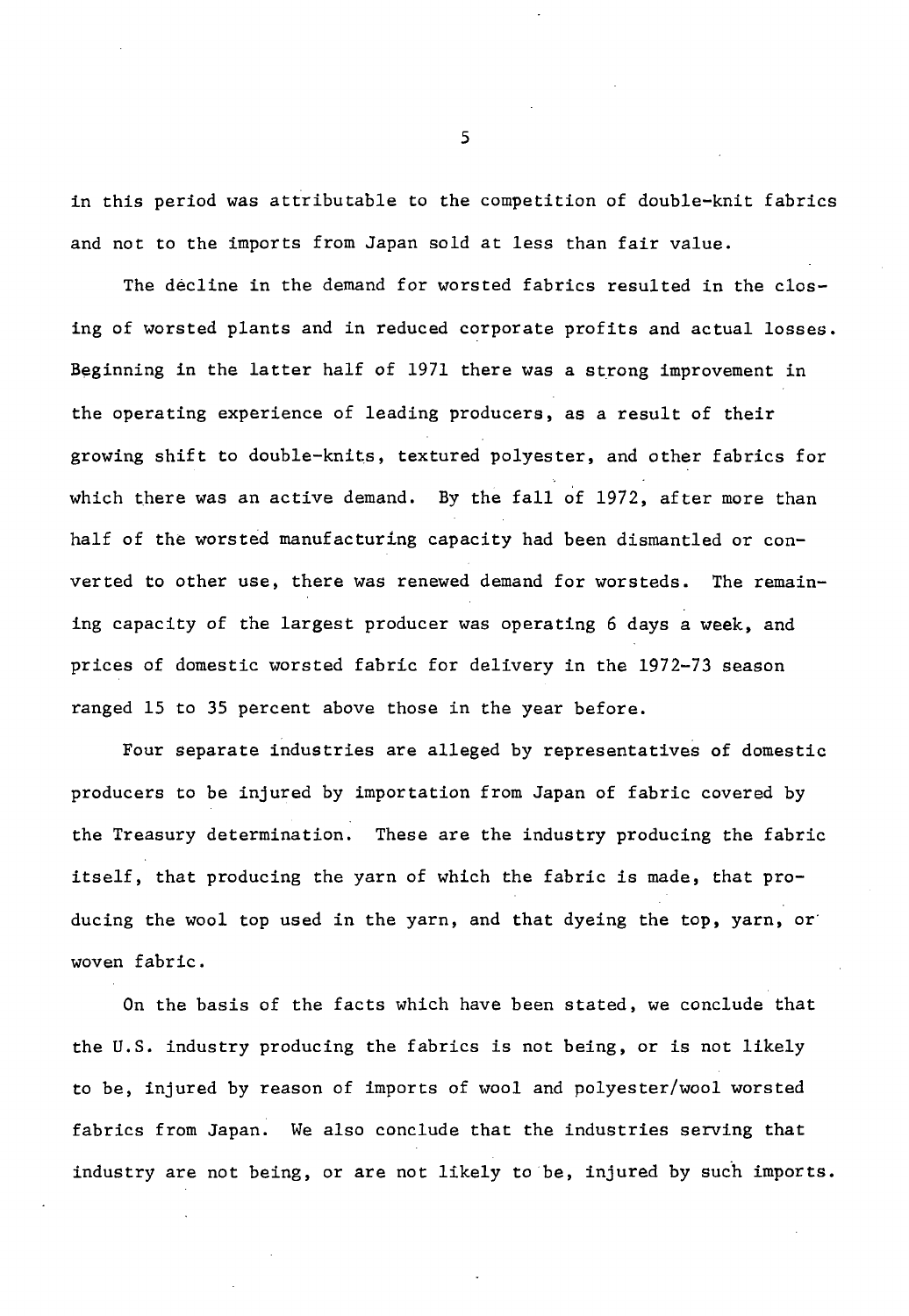in this period was attributable to the competition of double-knit fabrics and not to the imports from Japan sold at less than fair value.

The decline in the demand for worsted fabrics resulted in the closing of worsted plants and in reduced corporate profits and actual losses. Beginning in the latter half of 1971 there was a strong improvement in the operating experience of leading producers, as a result of their growing shift to double-knits, textured polyester, and other fabrics for which there was an active demand. By the fall of 1972, after more than half of the worsted manufacturing capacity had been dismantled or converted to other use, there was renewed demand for worsteds. The remaining capacity of the largest producer was operating 6 days a week, and prices of domestic worsted fabric for delivery in the 1972-73 season ranged 15 to 35 percent above those in the year before.

Four separate industries are alleged by representatives of domestic producers to be injured by importation from Japan of fabric covered by the Treasury determination. These are the industry producing the fabric itself, that producing the yarn of which the fabric is made, that producing the wool top used in the yarn, and that dyeing the top, yarn, or woven fabric.

On the basis of the facts which have been stated, we conclude that the U.S. industry producing the fabrics is not being, or is not likely to be, injured by reason of imports of wool and polyester/wool worsted fabrics from Japan. We also conclude that the industries serving that industry are not being, or are not likely to be, injured by such imports.